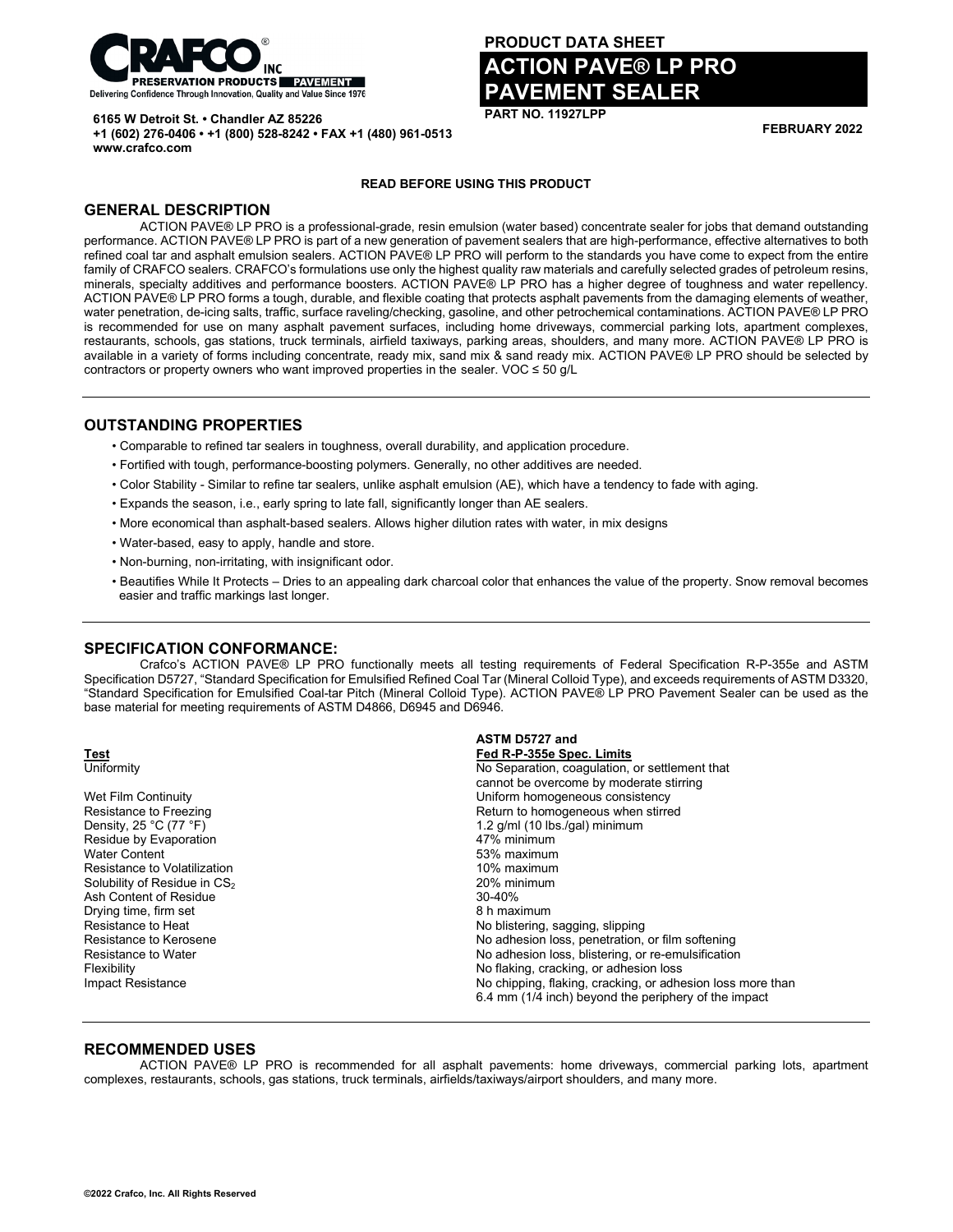CRAFCO® INC
PRESERVATION PRODUCTS | PAVEMENT
Delivering Confidence Through Innovation, Quality and Value Since 1976

6165 W Detroit St. • Chandler AZ 85226
+1 (602) 276-0406 • +1 (800) 528-8242 • FAX +1 (480) 961-0513
www.crafco.com

**PRODUCT DATA SHEET**

# ACTION PAVE® LP PRO PAVEMENT SEALER

**PART NO. 11927LPP**

**FEBRUARY 2022**

**READ BEFORE USING THIS PRODUCT**

## GENERAL DESCRIPTION

ACTION PAVE® LP PRO is a professional-grade, resin emulsion (water based) concentrate sealer for jobs that demand outstanding performance. ACTION PAVE® LP PRO is part of a new generation of pavement sealers that are high-performance, effective alternatives to both refined coal tar and asphalt emulsion sealers. ACTION PAVE® LP PRO will perform to the standards you have come to expect from the entire family of CRAFCO sealers. CRAFCO's formulations use only the highest quality raw materials and carefully selected grades of petroleum resins, minerals, specialty additives and performance boosters. ACTION PAVE® LP PRO has a higher degree of toughness and water repellency. ACTION PAVE® LP PRO forms a tough, durable, and flexible coating that protects asphalt pavements from the damaging elements of weather, water penetration, de-icing salts, traffic, surface raveling/checking, gasoline, and other petrochemical contaminations. ACTION PAVE® LP PRO is recommended for use on many asphalt pavement surfaces, including home driveways, commercial parking lots, apartment complexes, restaurants, schools, gas stations, truck terminals, airfield taxiways, parking areas, shoulders, and many more. ACTION PAVE® LP PRO is available in a variety of forms including concentrate, ready mix, sand mix & sand ready mix. ACTION PAVE® LP PRO should be selected by contractors or property owners who want improved properties in the sealer. VOC ≤ 50 g/L

## OUTSTANDING PROPERTIES

- Comparable to refined tar sealers in toughness, overall durability, and application procedure.
- Fortified with tough, performance-boosting polymers. Generally, no other additives are needed.
- Color Stability - Similar to refine tar sealers, unlike asphalt emulsion (AE), which have a tendency to fade with aging.
- Expands the season, i.e., early spring to late fall, significantly longer than AE sealers.
- More economical than asphalt-based sealers. Allows higher dilution rates with water, in mix designs
- Water-based, easy to apply, handle and store.
- Non-burning, non-irritating, with insignificant odor.
- Beautifies While It Protects – Dries to an appealing dark charcoal color that enhances the value of the property. Snow removal becomes easier and traffic markings last longer.

## SPECIFICATION CONFORMANCE:

Crafco's ACTION PAVE® LP PRO functionally meets all testing requirements of Federal Specification R-P-355e and ASTM Specification D5727, "Standard Specification for Emulsified Refined Coal Tar (Mineral Colloid Type), and exceeds requirements of ASTM D3320, "Standard Specification for Emulsified Coal-tar Pitch (Mineral Colloid Type). ACTION PAVE® LP PRO Pavement Sealer can be used as the base material for meeting requirements of ASTM D4866, D6945 and D6946.

| Test | ASTM D5727 and Fed R-P-355e Spec. Limits |
|---|---|
| Uniformity | No Separation, coagulation, or settlement that cannot be overcome by moderate stirring |
| Wet Film Continuity | Uniform homogeneous consistency |
| Resistance to Freezing | Return to homogeneous when stirred |
| Density, 25 °C (77 °F) | 1.2 g/ml (10 lbs./gal) minimum |
| Residue by Evaporation | 47% minimum |
| Water Content | 53% maximum |
| Resistance to Volatilization | 10% maximum |
| Solubility of Residue in $CS_2$ | 20% minimum |
| Ash Content of Residue | 30-40% |
| Drying time, firm set | 8 h maximum |
| Resistance to Heat | No blistering, sagging, slipping |
| Resistance to Kerosene | No adhesion loss, penetration, or film softening |
| Resistance to Water | No adhesion loss, blistering, or re-emulsification |
| Flexibility | No flaking, cracking, or adhesion loss |
| Impact Resistance | No chipping, flaking, cracking, or adhesion loss more than 6.4 mm (1/4 inch) beyond the periphery of the impact |

## RECOMMENDED USES

ACTION PAVE® LP PRO is recommended for all asphalt pavements: home driveways, commercial parking lots, apartment complexes, restaurants, schools, gas stations, truck terminals, airfields/taxiways/airport shoulders, and many more.

©2022 Crafco, Inc. All Rights Reserved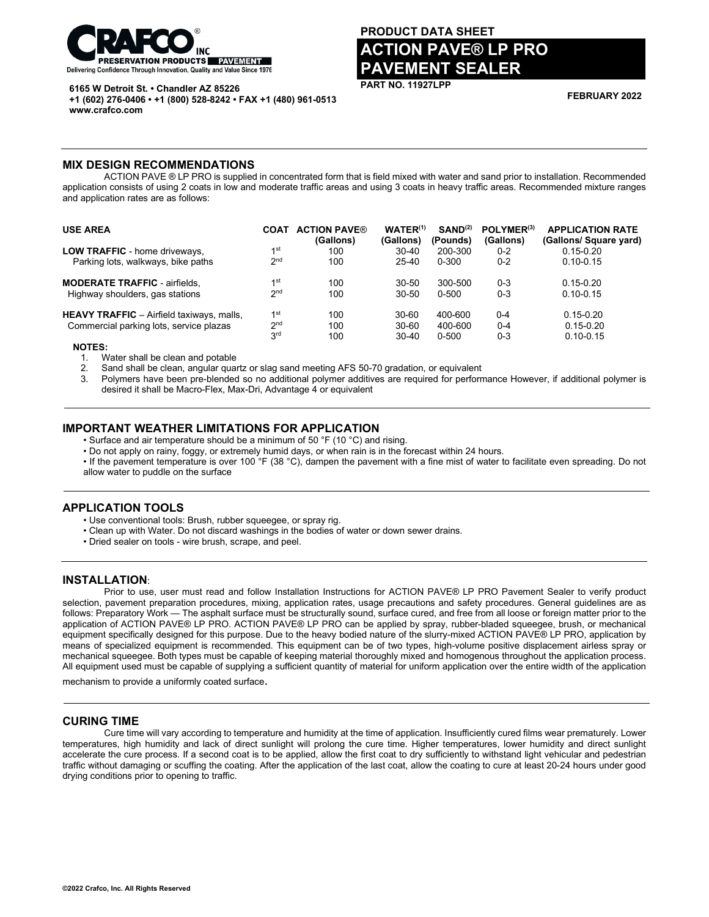**PRODUCT DATA SHEET**

# ACTION PAVE® LP PRO PAVEMENT SEALER

**PART NO. 11927LPP**

**FEBRUARY 2022**

**6165 W Detroit St. • Chandler AZ 85226**
**+1 (602) 276-0406 • +1 (800) 528-8242 • FAX +1 (480) 961-0513**
**www.crafco.com**

## MIX DESIGN RECOMMENDATIONS

ACTION PAVE ® LP PRO is supplied in concentrated form that is field mixed with water and sand prior to installation. Recommended application consists of using 2 coats in low and moderate traffic areas and using 3 coats in heavy traffic areas. Recommended mixture ranges and application rates are as follows:

| USE AREA | COAT | ACTION PAVE® (Gallons) | WATER(1) (Gallons) | SAND(2) (Pounds) | POLYMER(3) (Gallons) | APPLICATION RATE (Gallons/ Square yard) |
|---|---|---|---|---|---|---|
| **LOW TRAFFIC** - home driveways, | 1st | 100 | 30-40 | 200-300 | 0-2 | 0.15-0.20 |
| Parking lots, walkways, bike paths | 2nd | 100 | 25-40 | 0-300 | 0-2 | 0.10-0.15 |
| **MODERATE TRAFFIC** - airfields, | 1st | 100 | 30-50 | 300-500 | 0-3 | 0.15-0.20 |
| Highway shoulders, gas stations | 2nd | 100 | 30-50 | 0-500 | 0-3 | 0.10-0.15 |
| **HEAVY TRAFFIC** – Airfield taxiways, malls, | 1st | 100 | 30-60 | 400-600 | 0-4 | 0.15-0.20 |
| Commercial parking lots, service plazas | 2nd | 100 | 30-60 | 400-600 | 0-4 | 0.15-0.20 |
| | 3rd | 100 | 30-40 | 0-500 | 0-3 | 0.10-0.15 |

**NOTES:**

1. Water shall be clean and potable
2. Sand shall be clean, angular quartz or slag sand meeting AFS 50-70 gradation, or equivalent
3. Polymers have been pre-blended so no additional polymer additives are required for performance However, if additional polymer is desired it shall be Macro-Flex, Max-Dri, Advantage 4 or equivalent

## IMPORTANT WEATHER LIMITATIONS FOR APPLICATION

- Surface and air temperature should be a minimum of 50 °F (10 °C) and rising.
- Do not apply on rainy, foggy, or extremely humid days, or when rain is in the forecast within 24 hours.
- If the pavement temperature is over 100 °F (38 °C), dampen the pavement with a fine mist of water to facilitate even spreading. Do not allow water to puddle on the surface

## APPLICATION TOOLS

- Use conventional tools: Brush, rubber squeegee, or spray rig.
- Clean up with Water. Do not discard washings in the bodies of water or down sewer drains.
- Dried sealer on tools - wire brush, scrape, and peel.

## INSTALLATION:

Prior to use, user must read and follow Installation Instructions for ACTION PAVE® LP PRO Pavement Sealer to verify product selection, pavement preparation procedures, mixing, application rates, usage precautions and safety procedures. General guidelines are as follows: Preparatory Work — The asphalt surface must be structurally sound, surface cured, and free from all loose or foreign matter prior to the application of ACTION PAVE® LP PRO. ACTION PAVE® LP PRO can be applied by spray, rubber-bladed squeegee, brush, or mechanical equipment specifically designed for this purpose. Due to the heavy bodied nature of the slurry-mixed ACTION PAVE® LP PRO, application by means of specialized equipment is recommended. This equipment can be of two types, high-volume positive displacement airless spray or mechanical squeegee. Both types must be capable of keeping material thoroughly mixed and homogenous throughout the application process. All equipment used must be capable of supplying a sufficient quantity of material for uniform application over the entire width of the application mechanism to provide a uniformly coated surface.

## CURING TIME

Cure time will vary according to temperature and humidity at the time of application. Insufficiently cured films wear prematurely. Lower temperatures, high humidity and lack of direct sunlight will prolong the cure time. Higher temperatures, lower humidity and direct sunlight accelerate the cure process. If a second coat is to be applied, allow the first coat to dry sufficiently to withstand light vehicular and pedestrian traffic without damaging or scuffing the coating. After the application of the last coat, allow the coating to cure at least 20-24 hours under good drying conditions prior to opening to traffic.

©2022 Crafco, Inc. All Rights Reserved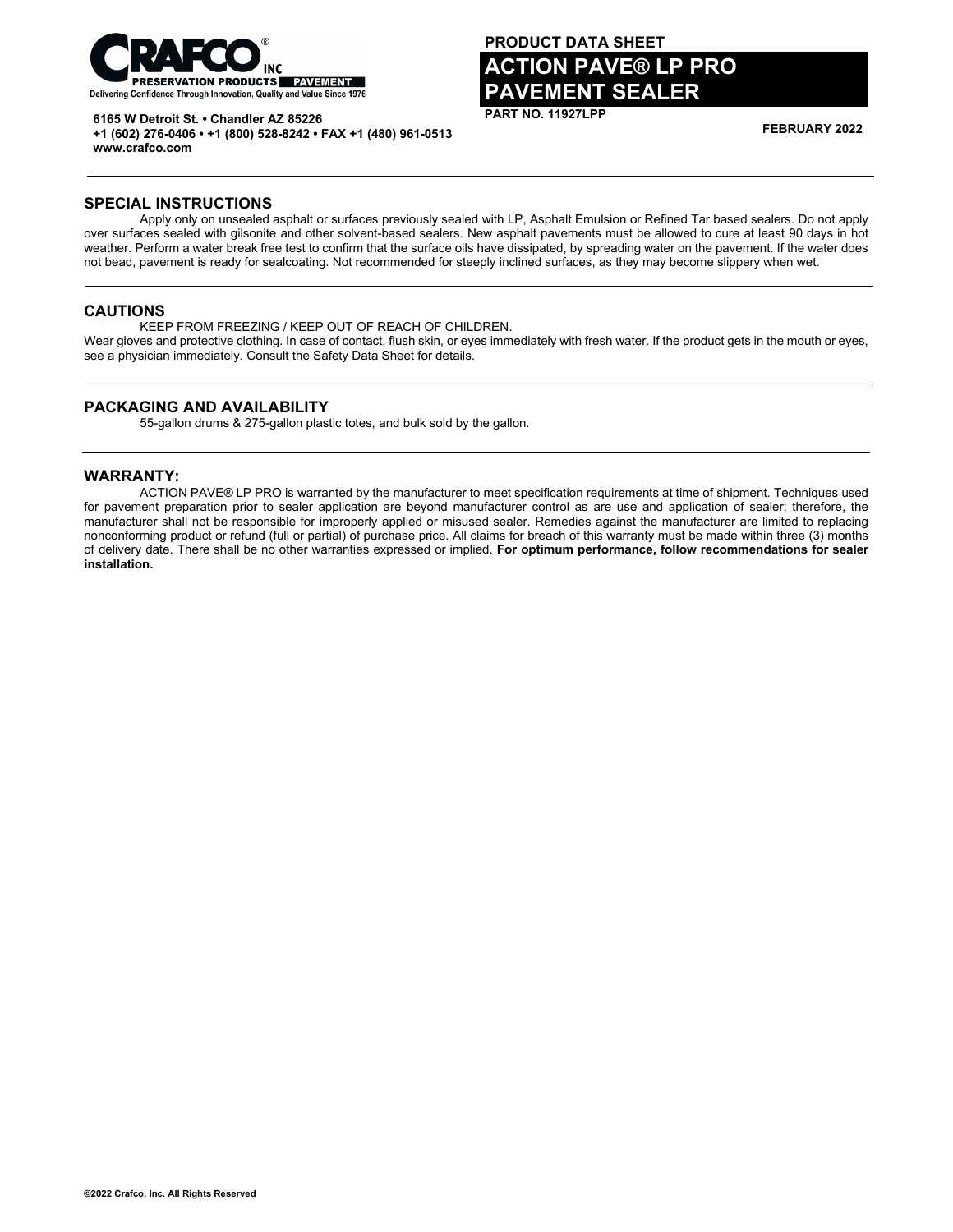## PRODUCT DATA SHEET

# ACTION PAVE® LP PRO PAVEMENT SEALER

**PART NO. 11927LPP**

**FEBRUARY 2022**

**6165 W Detroit St. • Chandler AZ 85226**
**+1 (602) 276-0406 • +1 (800) 528-8242 • FAX +1 (480) 961-0513**
**www.crafco.com**

## SPECIAL INSTRUCTIONS

Apply only on unsealed asphalt or surfaces previously sealed with LP, Asphalt Emulsion or Refined Tar based sealers. Do not apply over surfaces sealed with gilsonite and other solvent-based sealers. New asphalt pavements must be allowed to cure at least 90 days in hot weather. Perform a water break free test to confirm that the surface oils have dissipated, by spreading water on the pavement. If the water does not bead, pavement is ready for sealcoating. Not recommended for steeply inclined surfaces, as they may become slippery when wet.

## CAUTIONS

KEEP FROM FREEZING / KEEP OUT OF REACH OF CHILDREN.

Wear gloves and protective clothing. In case of contact, flush skin, or eyes immediately with fresh water. If the product gets in the mouth or eyes, see a physician immediately. Consult the Safety Data Sheet for details.

## PACKAGING AND AVAILABILITY

55-gallon drums & 275-gallon plastic totes, and bulk sold by the gallon.

## WARRANTY:

ACTION PAVE® LP PRO is warranted by the manufacturer to meet specification requirements at time of shipment. Techniques used for pavement preparation prior to sealer application are beyond manufacturer control as are use and application of sealer; therefore, the manufacturer shall not be responsible for improperly applied or misused sealer. Remedies against the manufacturer are limited to replacing nonconforming product or refund (full or partial) of purchase price. All claims for breach of this warranty must be made within three (3) months of delivery date. There shall be no other warranties expressed or implied. **For optimum performance, follow recommendations for sealer installation.**

**©2022 Crafco, Inc. All Rights Reserved**